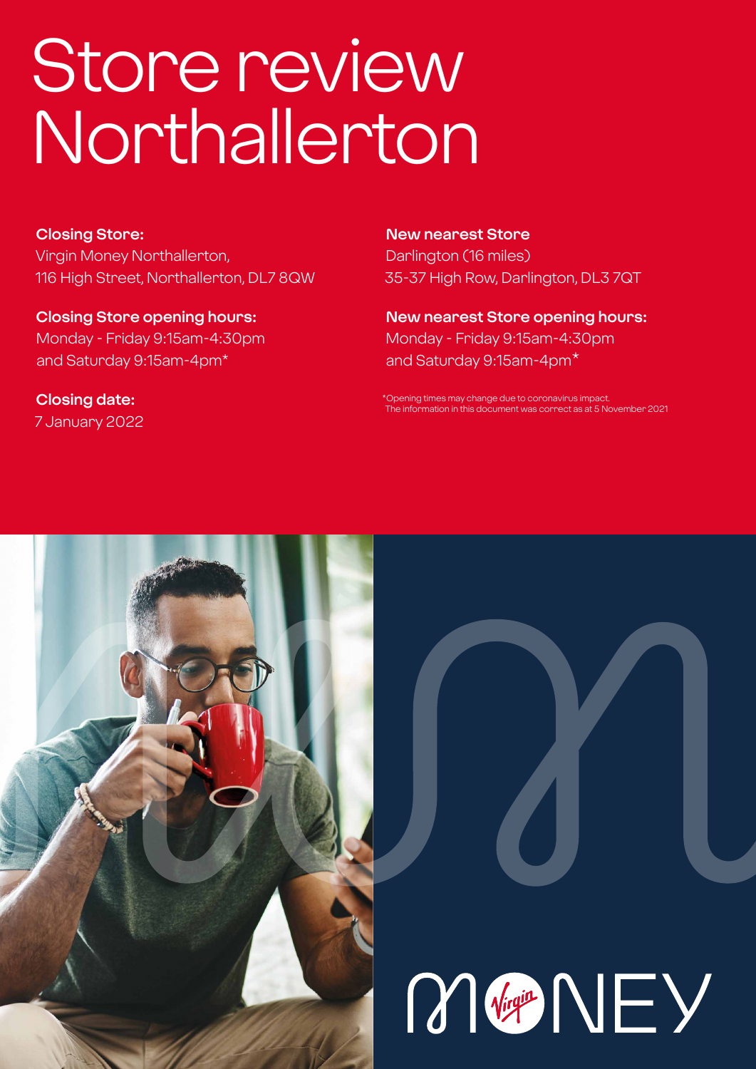# Store review Northallerton

**Closing Store:**
Virgin Money Northallerton,
116 High Street, Northallerton, DL7 8QW

**Closing Store opening hours:**
Monday - Friday 9:15am-4:30pm
and Saturday 9:15am-4pm*

**Closing date:**
7 January 2022

**New nearest Store**
Darlington (16 miles)
35-37 High Row, Darlington, DL3 7QT

**New nearest Store opening hours:**
Monday - Friday 9:15am-4:30pm
and Saturday 9:15am-4pm*

*Opening times may change due to coronavirus impact.
The information in this document was correct as at 5 November 2021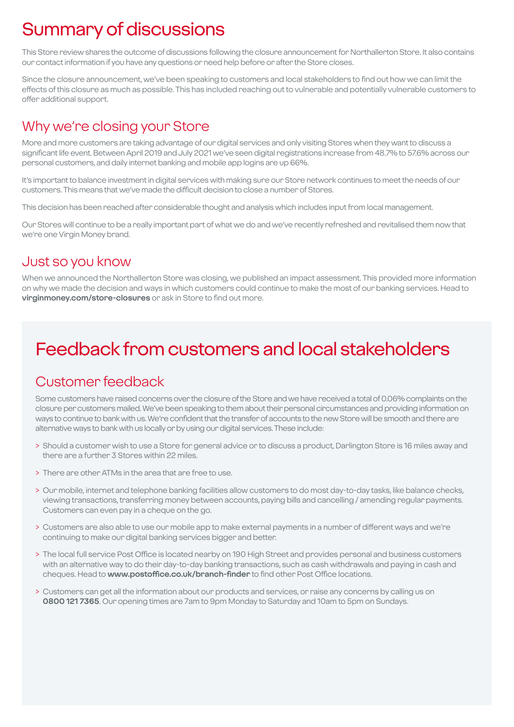# Summary of discussions

This Store review shares the outcome of discussions following the closure announcement for Northallerton Store. It also contains our contact information if you have any questions or need help before or after the Store closes.

Since the closure announcement, we've been speaking to customers and local stakeholders to find out how we can limit the effects of this closure as much as possible. This has included reaching out to vulnerable and potentially vulnerable customers to offer additional support.

## Why we're closing your Store

More and more customers are taking advantage of our digital services and only visiting Stores when they want to discuss a significant life event. Between April 2019 and July 2021 we've seen digital registrations increase from 48.7% to 57.6% across our personal customers, and daily internet banking and mobile app logins are up 66%.

It's important to balance investment in digital services with making sure our Store network continues to meet the needs of our customers. This means that we've made the difficult decision to close a number of Stores.

This decision has been reached after considerable thought and analysis which includes input from local management.

Our Stores will continue to be a really important part of what we do and we've recently refreshed and revitalised them now that we're one Virgin Money brand.

## Just so you know

When we announced the Northallerton Store was closing, we published an impact assessment. This provided more information on why we made the decision and ways in which customers could continue to make the most of our banking services. Head to **virginmoney.com/store-closures** or ask in Store to find out more.

# Feedback from customers and local stakeholders

## Customer feedback

Some customers have raised concerns over the closure of the Store and we have received a total of 0.06% complaints on the closure per customers mailed. We've been speaking to them about their personal circumstances and providing information on ways to continue to bank with us. We're confident that the transfer of accounts to the new Store will be smooth and there are alternative ways to bank with us locally or by using our digital services. These include:

> Should a customer wish to use a Store for general advice or to discuss a product, Darlington Store is 16 miles away and there are a further 3 Stores within 22 miles.

> There are other ATMs in the area that are free to use.

> Our mobile, internet and telephone banking facilities allow customers to do most day-to-day tasks, like balance checks, viewing transactions, transferring money between accounts, paying bills and cancelling / amending regular payments. Customers can even pay in a cheque on the go.

> Customers are also able to use our mobile app to make external payments in a number of different ways and we're continuing to make our digital banking services bigger and better.

> The local full service Post Office is located nearby on 190 High Street and provides personal and business customers with an alternative way to do their day-to-day banking transactions, such as cash withdrawals and paying in cash and cheques. Head to **www.postoffice.co.uk/branch-finder** to find other Post Office locations.

> Customers can get all the information about our products and services, or raise any concerns by calling us on **0800 121 7365**. Our opening times are 7am to 9pm Monday to Saturday and 10am to 5pm on Sundays.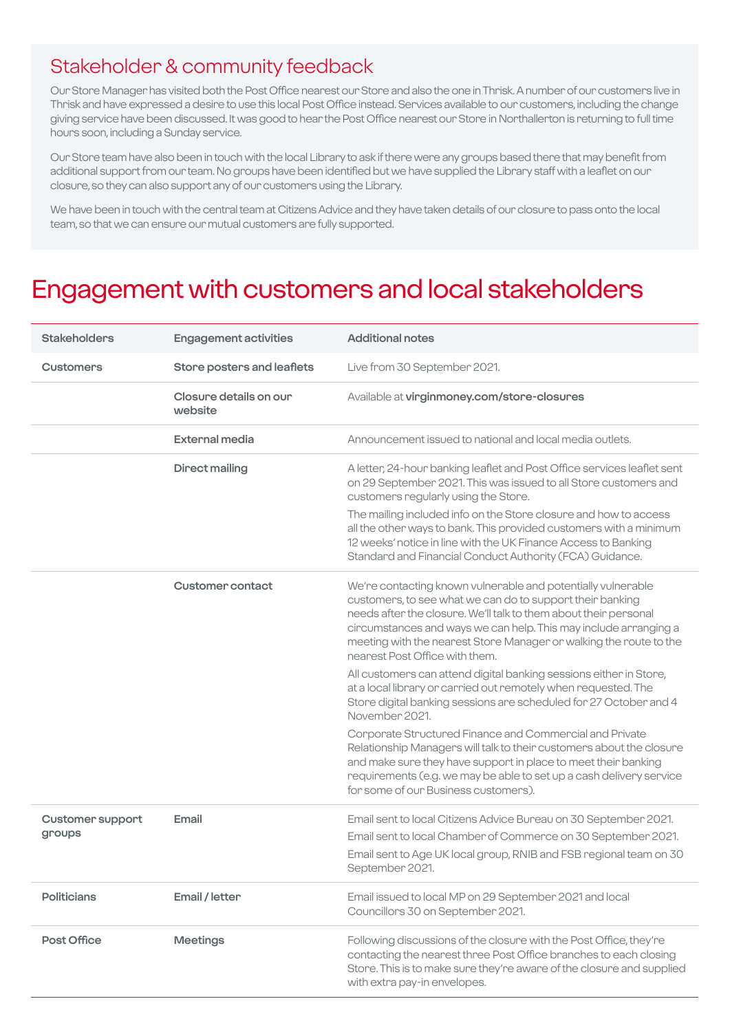## Stakeholder & community feedback

Our Store Manager has visited both the Post Office nearest our Store and also the one in Thrisk. A number of our customers live in Thrisk and have expressed a desire to use this local Post Office instead. Services available to our customers, including the change giving service have been discussed. It was good to hear the Post Office nearest our Store in Northallerton is returning to full time hours soon, including a Sunday service.

Our Store team have also been in touch with the local Library to ask if there were any groups based there that may benefit from additional support from our team. No groups have been identified but we have supplied the Library staff with a leaflet on our closure, so they can also support any of our customers using the Library.

We have been in touch with the central team at Citizens Advice and they have taken details of our closure to pass onto the local team, so that we can ensure our mutual customers are fully supported.

# Engagement with customers and local stakeholders

| Stakeholders | Engagement activities | Additional notes |
|---|---|---|
| **Customers** | **Store posters and leaflets** | Live from 30 September 2021. |
| | **Closure details on our website** | Available at **virginmoney.com/store-closures** |
| | **External media** | Announcement issued to national and local media outlets. |
| | **Direct mailing** | A letter, 24-hour banking leaflet and Post Office services leaflet sent on 29 September 2021. This was issued to all Store customers and customers regularly using the Store.<br><br>The mailing included info on the Store closure and how to access all the other ways to bank. This provided customers with a minimum 12 weeks' notice in line with the UK Finance Access to Banking Standard and Financial Conduct Authority (FCA) Guidance. |
| | **Customer contact** | We're contacting known vulnerable and potentially vulnerable customers, to see what we can do to support their banking needs after the closure. We'll talk to them about their personal circumstances and ways we can help. This may include arranging a meeting with the nearest Store Manager or walking the route to the nearest Post Office with them.<br><br>All customers can attend digital banking sessions either in Store, at a local library or carried out remotely when requested. The Store digital banking sessions are scheduled for 27 October and 4 November 2021.<br><br>Corporate Structured Finance and Commercial and Private Relationship Managers will talk to their customers about the closure and make sure they have support in place to meet their banking requirements (e.g. we may be able to set up a cash delivery service for some of our Business customers). |
| **Customer support groups** | **Email** | Email sent to local Citizens Advice Bureau on 30 September 2021.<br><br>Email sent to local Chamber of Commerce on 30 September 2021.<br><br>Email sent to Age UK local group, RNIB and FSB regional team on 30 September 2021. |
| **Politicians** | **Email / letter** | Email issued to local MP on 29 September 2021 and local Councillors 30 on September 2021. |
| **Post Office** | **Meetings** | Following discussions of the closure with the Post Office, they're contacting the nearest three Post Office branches to each closing Store. This is to make sure they're aware of the closure and supplied with extra pay-in envelopes. |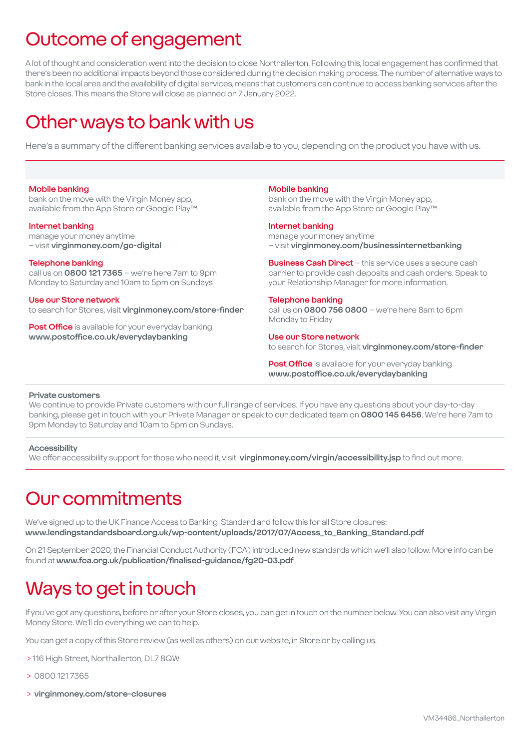# Outcome of engagement

A lot of thought and consideration went into the decision to close Northallerton. Following this, local engagement has confirmed that there's been no additional impacts beyond those considered during the decision making process. The number of alternative ways to bank in the local area and the availability of digital services, means that customers can continue to access banking services after the Store closes. This means the Store will close as planned on 7 January 2022.

# Other ways to bank with us

Here's a summary of the different banking services available to you, depending on the product you have with us.

**Mobile banking**
bank on the move with the Virgin Money app, available from the App Store or Google Play™

**Internet banking**
manage your money anytime
– visit **virginmoney.com/go-digital**

**Telephone banking**
call us on **0800 121 7365** – we're here 7am to 9pm Monday to Saturday and 10am to 5pm on Sundays

**Use our Store network**
to search for Stores, visit **virginmoney.com/store-finder**

**Post Office** is available for your everyday banking
**www.postoffice.co.uk/everydaybanking**

**Mobile banking**
bank on the move with the Virgin Money app, available from the App Store or Google Play™

**Internet banking**
manage your money anytime
– visit **virginmoney.com/businessinternetbanking**

**Business Cash Direct** – this service uses a secure cash carrier to provide cash deposits and cash orders. Speak to your Relationship Manager for more information.

**Telephone banking**
call us on **0800 756 0800** – we're here 8am to 6pm Monday to Friday

**Use our Store network**
to search for Stores, visit **virginmoney.com/store-finder**

**Post Office** is available for your everyday banking
**www.postoffice.co.uk/everydaybanking**

**Private customers**
We continue to provide Private customers with our full range of services. If you have any questions about your day-to-day banking, please get in touch with your Private Manager or speak to our dedicated team on **0800 145 6456**. We're here 7am to 9pm Monday to Saturday and 10am to 5pm on Sundays.

**Accessibility**
We offer accessibility support for those who need it, visit **virginmoney.com/virgin/accessibility.jsp** to find out more.

# Our commitments

We've signed up to the UK Finance Access to Banking Standard and follow this for all Store closures:
**www.lendingstandardsboard.org.uk/wp-content/uploads/2017/07/Access_to_Banking_Standard.pdf**

On 21 September 2020, the Financial Conduct Authority (FCA) introduced new standards which we'll also follow. More info can be found at **www.fca.org.uk/publication/finalised-guidance/fg20-03.pdf**

# Ways to get in touch

If you've got any questions, before or after your Store closes, you can get in touch on the number below. You can also visit any Virgin Money Store. We'll do everything we can to help.

You can get a copy of this Store review (as well as others) on our website, in Store or by calling us.

> 116 High Street, Northallerton, DL7 8QW

> 0800 121 7365

> **virginmoney.com/store-closures**

VM34486_Northallerton